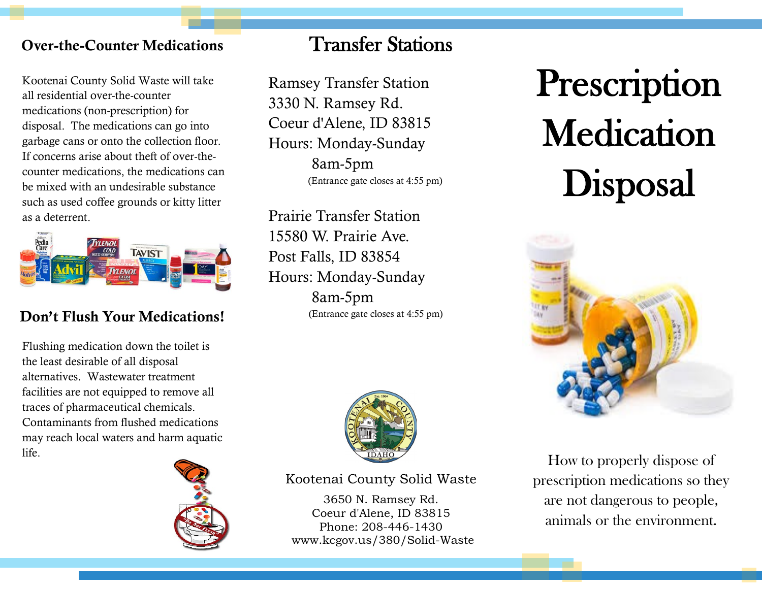## Over-the-Counter Medications

Kootenai County Solid Waste will take all residential over-the-counter medications (non-prescription) for disposal. The medications can go into garbage cans or onto the collection floor. If concerns arise about theft of over-the-counter medications, the medications can be mixed with an undesirable substance such as used coffee grounds or kitty litter as a deterrent.

## Don't Flush Your Medications!

Flushing medication down the toilet is the least desirable of all disposal alternatives. Wastewater treatment facilities are not equipped to remove all traces of pharmaceutical chemicals. Contaminants from flushed medications may reach local waters and harm aquatic life.

# Transfer Stations

Ramsey Transfer Station
3330 N. Ramsey Rd.
Coeur d'Alene, ID 83815
Hours: Monday-Sunday
8am-5pm
(Entrance gate closes at 4:55 pm)

Prairie Transfer Station
15580 W. Prairie Ave.
Post Falls, ID 83854
Hours: Monday-Sunday
8am-5pm
(Entrance gate closes at 4:55 pm)

Kootenai County Solid Waste

3650 N. Ramsey Rd.
Coeur d'Alene, ID 83815
Phone: 208-446-1430
www.kcgov.us/380/Solid-Waste

# Prescription Medication Disposal

How to properly dispose of prescription medications so they are not dangerous to people, animals or the environment.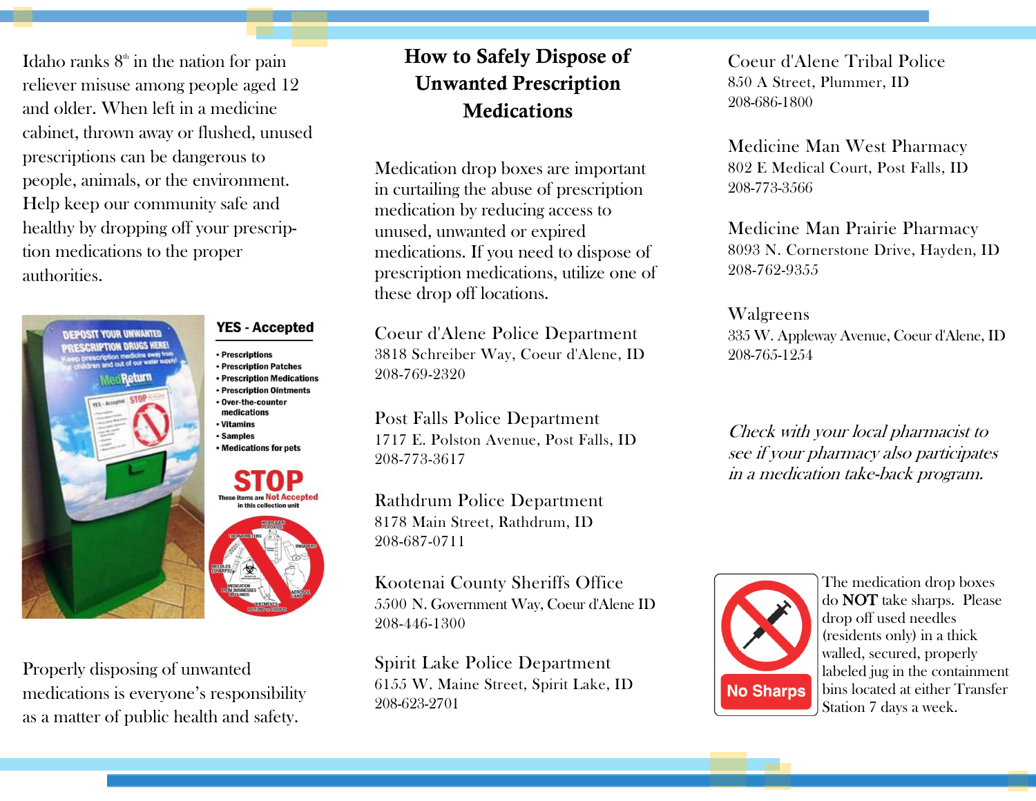Idaho ranks 8th in the nation for pain reliever misuse among people aged 12 and older. When left in a medicine cabinet, thrown away or flushed, unused prescriptions can be dangerous to people, animals, or the environment. Help keep our community safe and healthy by dropping off your prescription medications to the proper authorities.

**YES - Accepted**

- Prescriptions
- Prescription Patches
- Prescription Medications
- Prescription Ointments
- Over-the-counter medications
- Vitamins
- Samples
- Medications for pets

**STOP**

These items are Not Accepted in this collection unit

Properly disposing of unwanted medications is everyone's responsibility as a matter of public health and safety.

# How to Safely Dispose of Unwanted Prescription Medications

Medication drop boxes are important in curtailing the abuse of prescription medication by reducing access to unused, unwanted or expired medications. If you need to dispose of prescription medications, utilize one of these drop off locations.

Coeur d'Alene Police Department
3818 Schreiber Way, Coeur d'Alene, ID
208-769-2320

Post Falls Police Department
1717 E. Polston Avenue, Post Falls, ID
208-773-3617

Rathdrum Police Department
8178 Main Street, Rathdrum, ID
208-687-0711

Kootenai County Sheriffs Office
5500 N. Government Way, Coeur d'Alene ID
208-446-1300

Spirit Lake Police Department
6155 W. Maine Street, Spirit Lake, ID
208-623-2701

Coeur d'Alene Tribal Police
850 A Street, Plummer, ID
208-686-1800

Medicine Man West Pharmacy
802 E Medical Court, Post Falls, ID
208-773-3566

Medicine Man Prairie Pharmacy
8093 N. Cornerstone Drive, Hayden, ID
208-762-9355

Walgreens
335 W. Appleway Avenue, Coeur d'Alene, ID
208-765-1254

*Check with your local pharmacist to see if your pharmacy also participates in a medication take-back program.*

No Sharps

The medication drop boxes do **NOT** take sharps. Please drop off used needles (residents only) in a thick walled, secured, properly labeled jug in the containment bins located at either Transfer Station 7 days a week.